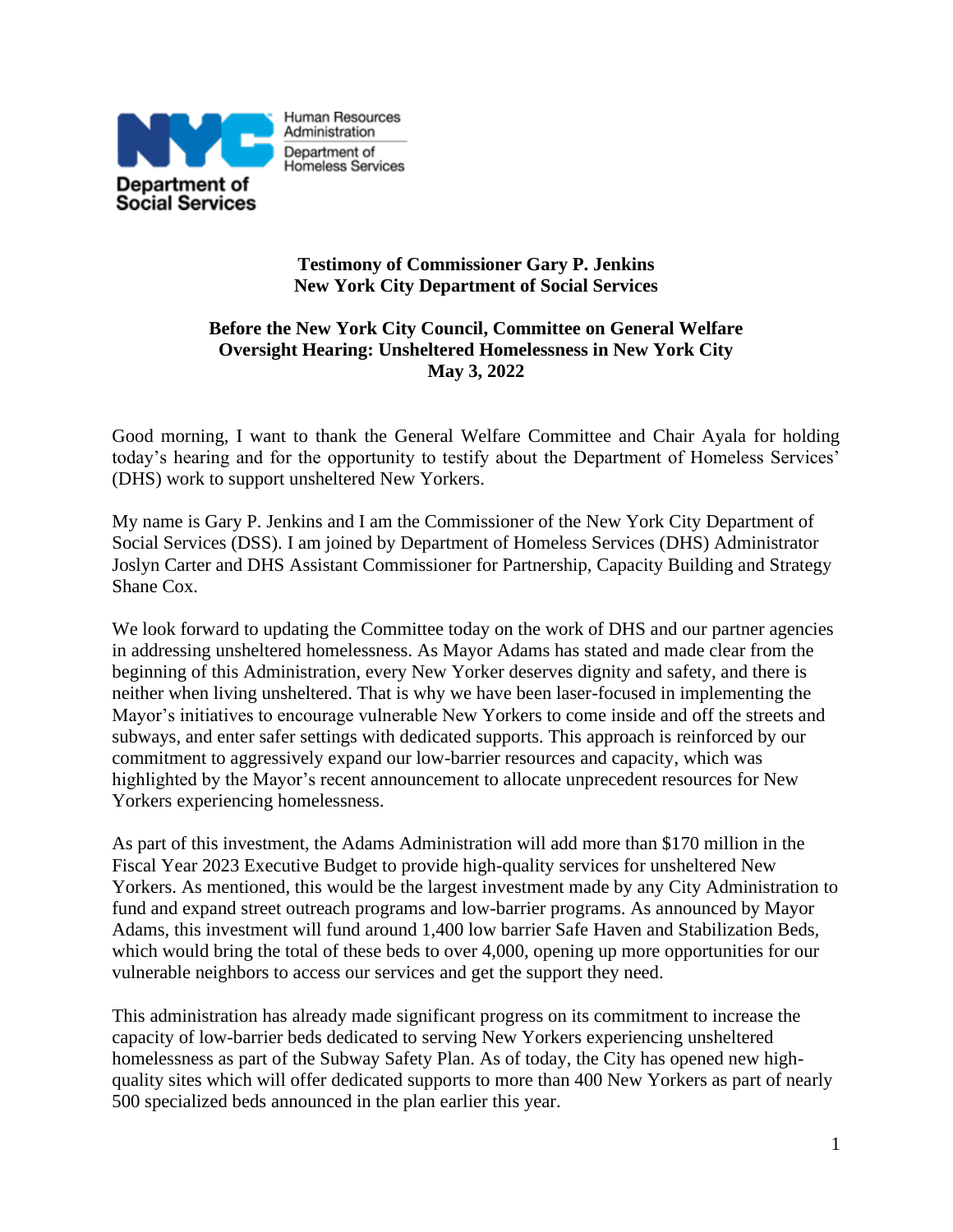NYC Human Resources Administration | Department of Homeless Services

Department of Social Services

**Testimony of Commissioner Gary P. Jenkins**
**New York City Department of Social Services**

**Before the New York City Council, Committee on General Welfare**
**Oversight Hearing: Unsheltered Homelessness in New York City**
**May 3, 2022**

Good morning, I want to thank the General Welfare Committee and Chair Ayala for holding today's hearing and for the opportunity to testify about the Department of Homeless Services' (DHS) work to support unsheltered New Yorkers.

My name is Gary P. Jenkins and I am the Commissioner of the New York City Department of Social Services (DSS). I am joined by Department of Homeless Services (DHS) Administrator Joslyn Carter and DHS Assistant Commissioner for Partnership, Capacity Building and Strategy Shane Cox.

We look forward to updating the Committee today on the work of DHS and our partner agencies in addressing unsheltered homelessness. As Mayor Adams has stated and made clear from the beginning of this Administration, every New Yorker deserves dignity and safety, and there is neither when living unsheltered. That is why we have been laser-focused in implementing the Mayor's initiatives to encourage vulnerable New Yorkers to come inside and off the streets and subways, and enter safer settings with dedicated supports. This approach is reinforced by our commitment to aggressively expand our low-barrier resources and capacity, which was highlighted by the Mayor's recent announcement to allocate unprecedent resources for New Yorkers experiencing homelessness.

As part of this investment, the Adams Administration will add more than $170 million in the Fiscal Year 2023 Executive Budget to provide high-quality services for unsheltered New Yorkers. As mentioned, this would be the largest investment made by any City Administration to fund and expand street outreach programs and low-barrier programs. As announced by Mayor Adams, this investment will fund around 1,400 low barrier Safe Haven and Stabilization Beds, which would bring the total of these beds to over 4,000, opening up more opportunities for our vulnerable neighbors to access our services and get the support they need.

This administration has already made significant progress on its commitment to increase the capacity of low-barrier beds dedicated to serving New Yorkers experiencing unsheltered homelessness as part of the Subway Safety Plan. As of today, the City has opened new high-quality sites which will offer dedicated supports to more than 400 New Yorkers as part of nearly 500 specialized beds announced in the plan earlier this year.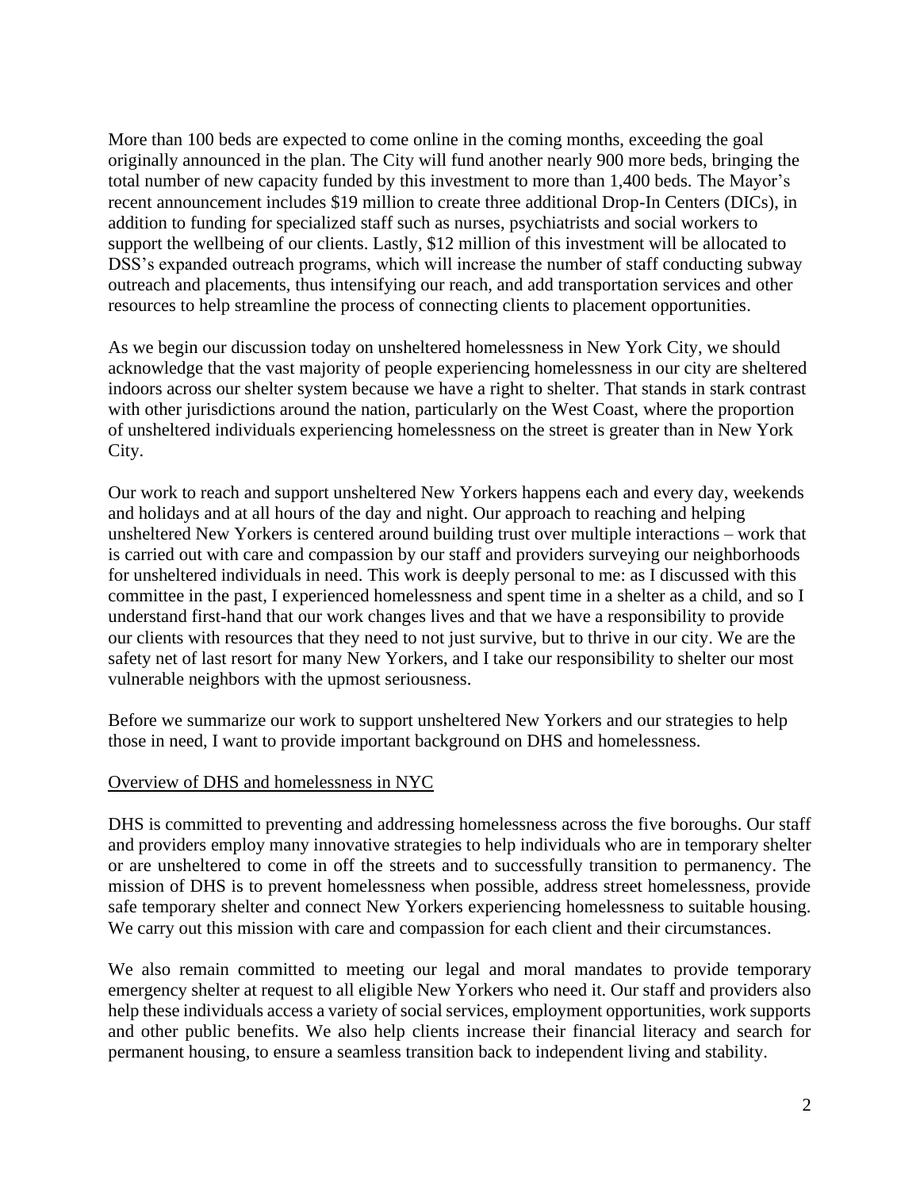More than 100 beds are expected to come online in the coming months, exceeding the goal originally announced in the plan. The City will fund another nearly 900 more beds, bringing the total number of new capacity funded by this investment to more than 1,400 beds. The Mayor's recent announcement includes $19 million to create three additional Drop-In Centers (DICs), in addition to funding for specialized staff such as nurses, psychiatrists and social workers to support the wellbeing of our clients. Lastly, $12 million of this investment will be allocated to DSS's expanded outreach programs, which will increase the number of staff conducting subway outreach and placements, thus intensifying our reach, and add transportation services and other resources to help streamline the process of connecting clients to placement opportunities.

As we begin our discussion today on unsheltered homelessness in New York City, we should acknowledge that the vast majority of people experiencing homelessness in our city are sheltered indoors across our shelter system because we have a right to shelter. That stands in stark contrast with other jurisdictions around the nation, particularly on the West Coast, where the proportion of unsheltered individuals experiencing homelessness on the street is greater than in New York City.

Our work to reach and support unsheltered New Yorkers happens each and every day, weekends and holidays and at all hours of the day and night. Our approach to reaching and helping unsheltered New Yorkers is centered around building trust over multiple interactions – work that is carried out with care and compassion by our staff and providers surveying our neighborhoods for unsheltered individuals in need. This work is deeply personal to me: as I discussed with this committee in the past, I experienced homelessness and spent time in a shelter as a child, and so I understand first-hand that our work changes lives and that we have a responsibility to provide our clients with resources that they need to not just survive, but to thrive in our city. We are the safety net of last resort for many New Yorkers, and I take our responsibility to shelter our most vulnerable neighbors with the upmost seriousness.

Before we summarize our work to support unsheltered New Yorkers and our strategies to help those in need, I want to provide important background on DHS and homelessness.

## Overview of DHS and homelessness in NYC

DHS is committed to preventing and addressing homelessness across the five boroughs. Our staff and providers employ many innovative strategies to help individuals who are in temporary shelter or are unsheltered to come in off the streets and to successfully transition to permanency. The mission of DHS is to prevent homelessness when possible, address street homelessness, provide safe temporary shelter and connect New Yorkers experiencing homelessness to suitable housing. We carry out this mission with care and compassion for each client and their circumstances.

We also remain committed to meeting our legal and moral mandates to provide temporary emergency shelter at request to all eligible New Yorkers who need it. Our staff and providers also help these individuals access a variety of social services, employment opportunities, work supports and other public benefits. We also help clients increase their financial literacy and search for permanent housing, to ensure a seamless transition back to independent living and stability.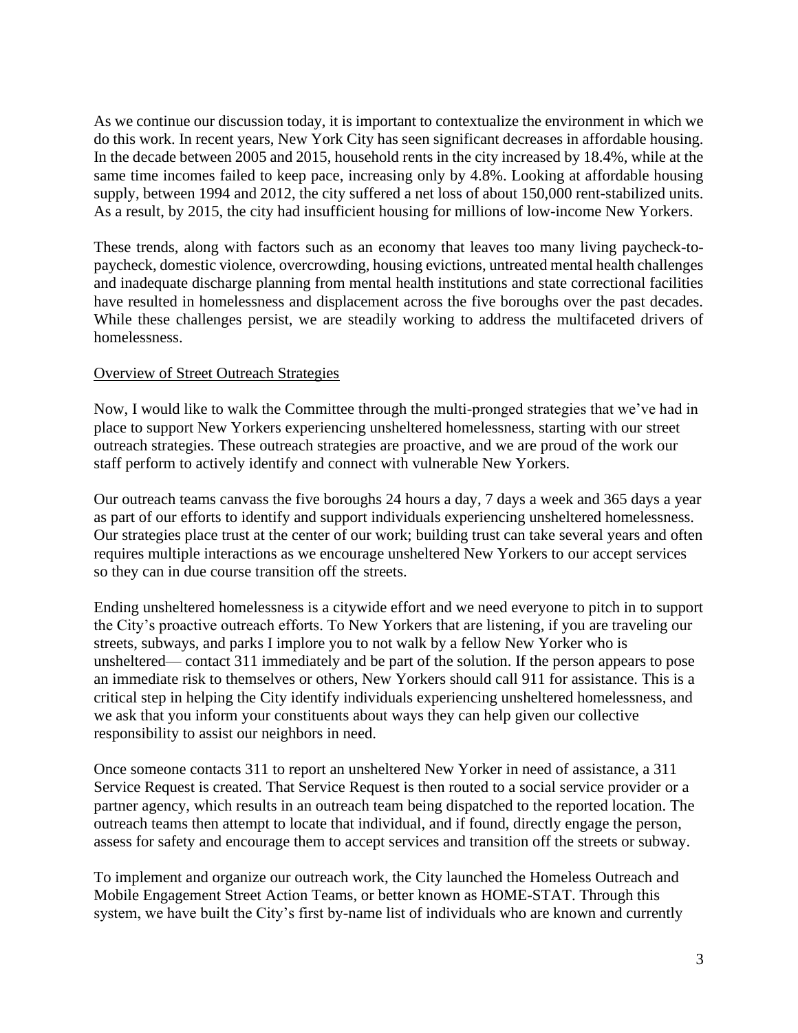As we continue our discussion today, it is important to contextualize the environment in which we do this work. In recent years, New York City has seen significant decreases in affordable housing. In the decade between 2005 and 2015, household rents in the city increased by 18.4%, while at the same time incomes failed to keep pace, increasing only by 4.8%. Looking at affordable housing supply, between 1994 and 2012, the city suffered a net loss of about 150,000 rent-stabilized units. As a result, by 2015, the city had insufficient housing for millions of low-income New Yorkers.

These trends, along with factors such as an economy that leaves too many living paycheck-to-paycheck, domestic violence, overcrowding, housing evictions, untreated mental health challenges and inadequate discharge planning from mental health institutions and state correctional facilities have resulted in homelessness and displacement across the five boroughs over the past decades. While these challenges persist, we are steadily working to address the multifaceted drivers of homelessness.

<u>Overview of Street Outreach Strategies</u>

Now, I would like to walk the Committee through the multi-pronged strategies that we've had in place to support New Yorkers experiencing unsheltered homelessness, starting with our street outreach strategies. These outreach strategies are proactive, and we are proud of the work our staff perform to actively identify and connect with vulnerable New Yorkers.

Our outreach teams canvass the five boroughs 24 hours a day, 7 days a week and 365 days a year as part of our efforts to identify and support individuals experiencing unsheltered homelessness. Our strategies place trust at the center of our work; building trust can take several years and often requires multiple interactions as we encourage unsheltered New Yorkers to our accept services so they can in due course transition off the streets.

Ending unsheltered homelessness is a citywide effort and we need everyone to pitch in to support the City's proactive outreach efforts. To New Yorkers that are listening, if you are traveling our streets, subways, and parks I implore you to not walk by a fellow New Yorker who is unsheltered— contact 311 immediately and be part of the solution. If the person appears to pose an immediate risk to themselves or others, New Yorkers should call 911 for assistance. This is a critical step in helping the City identify individuals experiencing unsheltered homelessness, and we ask that you inform your constituents about ways they can help given our collective responsibility to assist our neighbors in need.

Once someone contacts 311 to report an unsheltered New Yorker in need of assistance, a 311 Service Request is created. That Service Request is then routed to a social service provider or a partner agency, which results in an outreach team being dispatched to the reported location. The outreach teams then attempt to locate that individual, and if found, directly engage the person, assess for safety and encourage them to accept services and transition off the streets or subway.

To implement and organize our outreach work, the City launched the Homeless Outreach and Mobile Engagement Street Action Teams, or better known as HOME-STAT. Through this system, we have built the City's first by-name list of individuals who are known and currently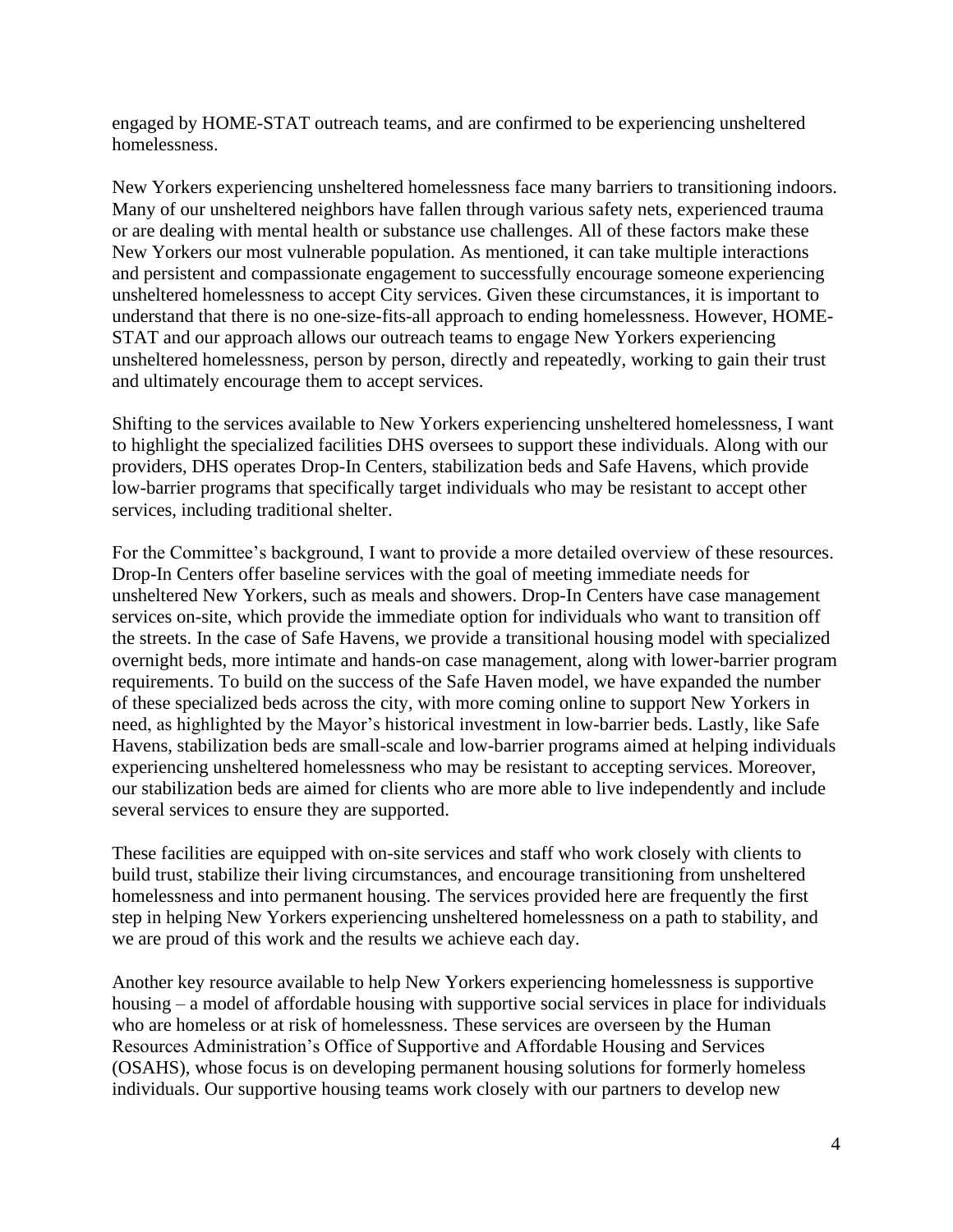engaged by HOME-STAT outreach teams, and are confirmed to be experiencing unsheltered homelessness.

New Yorkers experiencing unsheltered homelessness face many barriers to transitioning indoors. Many of our unsheltered neighbors have fallen through various safety nets, experienced trauma or are dealing with mental health or substance use challenges. All of these factors make these New Yorkers our most vulnerable population. As mentioned, it can take multiple interactions and persistent and compassionate engagement to successfully encourage someone experiencing unsheltered homelessness to accept City services. Given these circumstances, it is important to understand that there is no one-size-fits-all approach to ending homelessness. However, HOME-STAT and our approach allows our outreach teams to engage New Yorkers experiencing unsheltered homelessness, person by person, directly and repeatedly, working to gain their trust and ultimately encourage them to accept services.

Shifting to the services available to New Yorkers experiencing unsheltered homelessness, I want to highlight the specialized facilities DHS oversees to support these individuals. Along with our providers, DHS operates Drop-In Centers, stabilization beds and Safe Havens, which provide low-barrier programs that specifically target individuals who may be resistant to accept other services, including traditional shelter.

For the Committee's background, I want to provide a more detailed overview of these resources. Drop-In Centers offer baseline services with the goal of meeting immediate needs for unsheltered New Yorkers, such as meals and showers. Drop-In Centers have case management services on-site, which provide the immediate option for individuals who want to transition off the streets. In the case of Safe Havens, we provide a transitional housing model with specialized overnight beds, more intimate and hands-on case management, along with lower-barrier program requirements. To build on the success of the Safe Haven model, we have expanded the number of these specialized beds across the city, with more coming online to support New Yorkers in need, as highlighted by the Mayor's historical investment in low-barrier beds. Lastly, like Safe Havens, stabilization beds are small-scale and low-barrier programs aimed at helping individuals experiencing unsheltered homelessness who may be resistant to accepting services. Moreover, our stabilization beds are aimed for clients who are more able to live independently and include several services to ensure they are supported.

These facilities are equipped with on-site services and staff who work closely with clients to build trust, stabilize their living circumstances, and encourage transitioning from unsheltered homelessness and into permanent housing. The services provided here are frequently the first step in helping New Yorkers experiencing unsheltered homelessness on a path to stability, and we are proud of this work and the results we achieve each day.

Another key resource available to help New Yorkers experiencing homelessness is supportive housing – a model of affordable housing with supportive social services in place for individuals who are homeless or at risk of homelessness. These services are overseen by the Human Resources Administration's Office of Supportive and Affordable Housing and Services (OSAHS), whose focus is on developing permanent housing solutions for formerly homeless individuals. Our supportive housing teams work closely with our partners to develop new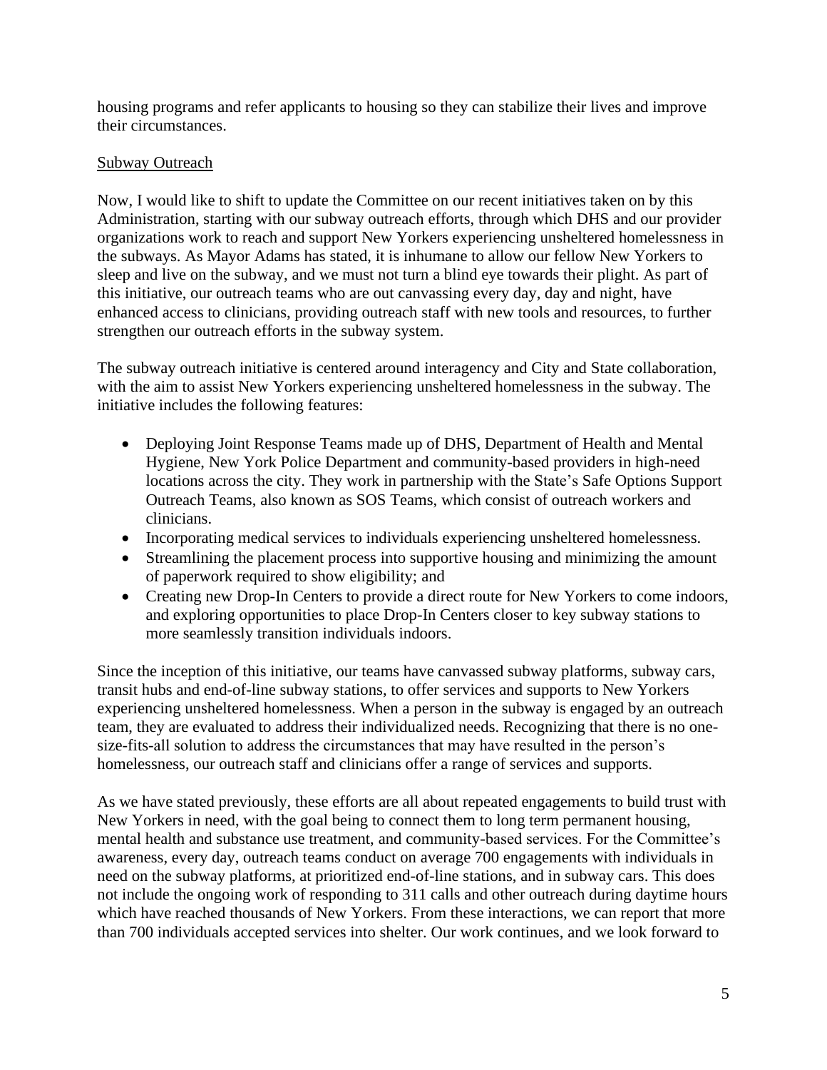housing programs and refer applicants to housing so they can stabilize their lives and improve their circumstances.

Subway Outreach

Now, I would like to shift to update the Committee on our recent initiatives taken on by this Administration, starting with our subway outreach efforts, through which DHS and our provider organizations work to reach and support New Yorkers experiencing unsheltered homelessness in the subways. As Mayor Adams has stated, it is inhumane to allow our fellow New Yorkers to sleep and live on the subway, and we must not turn a blind eye towards their plight. As part of this initiative, our outreach teams who are out canvassing every day, day and night, have enhanced access to clinicians, providing outreach staff with new tools and resources, to further strengthen our outreach efforts in the subway system.

The subway outreach initiative is centered around interagency and City and State collaboration, with the aim to assist New Yorkers experiencing unsheltered homelessness in the subway. The initiative includes the following features:

- Deploying Joint Response Teams made up of DHS, Department of Health and Mental Hygiene, New York Police Department and community-based providers in high-need locations across the city. They work in partnership with the State's Safe Options Support Outreach Teams, also known as SOS Teams, which consist of outreach workers and clinicians.
- Incorporating medical services to individuals experiencing unsheltered homelessness.
- Streamlining the placement process into supportive housing and minimizing the amount of paperwork required to show eligibility; and
- Creating new Drop-In Centers to provide a direct route for New Yorkers to come indoors, and exploring opportunities to place Drop-In Centers closer to key subway stations to more seamlessly transition individuals indoors.

Since the inception of this initiative, our teams have canvassed subway platforms, subway cars, transit hubs and end-of-line subway stations, to offer services and supports to New Yorkers experiencing unsheltered homelessness. When a person in the subway is engaged by an outreach team, they are evaluated to address their individualized needs. Recognizing that there is no one-size-fits-all solution to address the circumstances that may have resulted in the person's homelessness, our outreach staff and clinicians offer a range of services and supports.

As we have stated previously, these efforts are all about repeated engagements to build trust with New Yorkers in need, with the goal being to connect them to long term permanent housing, mental health and substance use treatment, and community-based services. For the Committee's awareness, every day, outreach teams conduct on average 700 engagements with individuals in need on the subway platforms, at prioritized end-of-line stations, and in subway cars. This does not include the ongoing work of responding to 311 calls and other outreach during daytime hours which have reached thousands of New Yorkers. From these interactions, we can report that more than 700 individuals accepted services into shelter. Our work continues, and we look forward to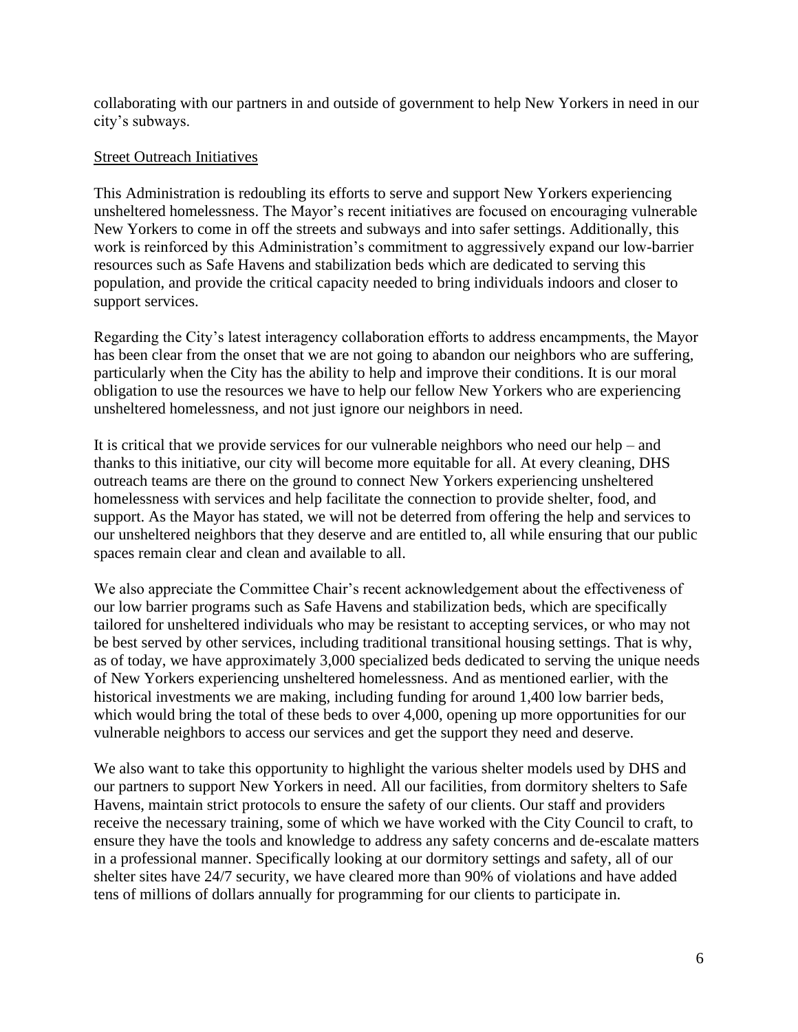collaborating with our partners in and outside of government to help New Yorkers in need in our city's subways.

## Street Outreach Initiatives

This Administration is redoubling its efforts to serve and support New Yorkers experiencing unsheltered homelessness. The Mayor's recent initiatives are focused on encouraging vulnerable New Yorkers to come in off the streets and subways and into safer settings. Additionally, this work is reinforced by this Administration's commitment to aggressively expand our low-barrier resources such as Safe Havens and stabilization beds which are dedicated to serving this population, and provide the critical capacity needed to bring individuals indoors and closer to support services.

Regarding the City's latest interagency collaboration efforts to address encampments, the Mayor has been clear from the onset that we are not going to abandon our neighbors who are suffering, particularly when the City has the ability to help and improve their conditions. It is our moral obligation to use the resources we have to help our fellow New Yorkers who are experiencing unsheltered homelessness, and not just ignore our neighbors in need.

It is critical that we provide services for our vulnerable neighbors who need our help – and thanks to this initiative, our city will become more equitable for all. At every cleaning, DHS outreach teams are there on the ground to connect New Yorkers experiencing unsheltered homelessness with services and help facilitate the connection to provide shelter, food, and support. As the Mayor has stated, we will not be deterred from offering the help and services to our unsheltered neighbors that they deserve and are entitled to, all while ensuring that our public spaces remain clear and clean and available to all.

We also appreciate the Committee Chair's recent acknowledgement about the effectiveness of our low barrier programs such as Safe Havens and stabilization beds, which are specifically tailored for unsheltered individuals who may be resistant to accepting services, or who may not be best served by other services, including traditional transitional housing settings. That is why, as of today, we have approximately 3,000 specialized beds dedicated to serving the unique needs of New Yorkers experiencing unsheltered homelessness. And as mentioned earlier, with the historical investments we are making, including funding for around 1,400 low barrier beds, which would bring the total of these beds to over 4,000, opening up more opportunities for our vulnerable neighbors to access our services and get the support they need and deserve.

We also want to take this opportunity to highlight the various shelter models used by DHS and our partners to support New Yorkers in need. All our facilities, from dormitory shelters to Safe Havens, maintain strict protocols to ensure the safety of our clients. Our staff and providers receive the necessary training, some of which we have worked with the City Council to craft, to ensure they have the tools and knowledge to address any safety concerns and de-escalate matters in a professional manner. Specifically looking at our dormitory settings and safety, all of our shelter sites have 24/7 security, we have cleared more than 90% of violations and have added tens of millions of dollars annually for programming for our clients to participate in.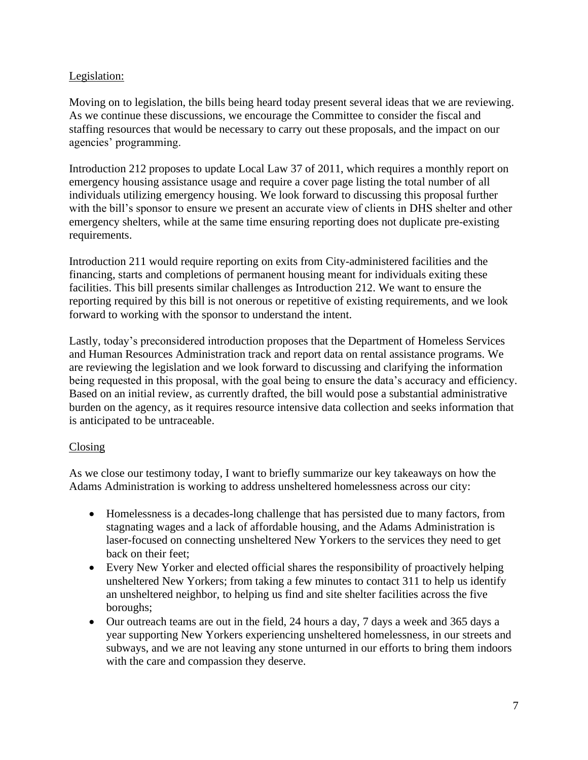## Legislation:

Moving on to legislation, the bills being heard today present several ideas that we are reviewing. As we continue these discussions, we encourage the Committee to consider the fiscal and staffing resources that would be necessary to carry out these proposals, and the impact on our agencies' programming.

Introduction 212 proposes to update Local Law 37 of 2011, which requires a monthly report on emergency housing assistance usage and require a cover page listing the total number of all individuals utilizing emergency housing. We look forward to discussing this proposal further with the bill's sponsor to ensure we present an accurate view of clients in DHS shelter and other emergency shelters, while at the same time ensuring reporting does not duplicate pre-existing requirements.

Introduction 211 would require reporting on exits from City-administered facilities and the financing, starts and completions of permanent housing meant for individuals exiting these facilities. This bill presents similar challenges as Introduction 212. We want to ensure the reporting required by this bill is not onerous or repetitive of existing requirements, and we look forward to working with the sponsor to understand the intent.

Lastly, today's preconsidered introduction proposes that the Department of Homeless Services and Human Resources Administration track and report data on rental assistance programs. We are reviewing the legislation and we look forward to discussing and clarifying the information being requested in this proposal, with the goal being to ensure the data's accuracy and efficiency. Based on an initial review, as currently drafted, the bill would pose a substantial administrative burden on the agency, as it requires resource intensive data collection and seeks information that is anticipated to be untraceable.

## Closing

As we close our testimony today, I want to briefly summarize our key takeaways on how the Adams Administration is working to address unsheltered homelessness across our city:

- Homelessness is a decades-long challenge that has persisted due to many factors, from stagnating wages and a lack of affordable housing, and the Adams Administration is laser-focused on connecting unsheltered New Yorkers to the services they need to get back on their feet;
- Every New Yorker and elected official shares the responsibility of proactively helping unsheltered New Yorkers; from taking a few minutes to contact 311 to help us identify an unsheltered neighbor, to helping us find and site shelter facilities across the five boroughs;
- Our outreach teams are out in the field, 24 hours a day, 7 days a week and 365 days a year supporting New Yorkers experiencing unsheltered homelessness, in our streets and subways, and we are not leaving any stone unturned in our efforts to bring them indoors with the care and compassion they deserve.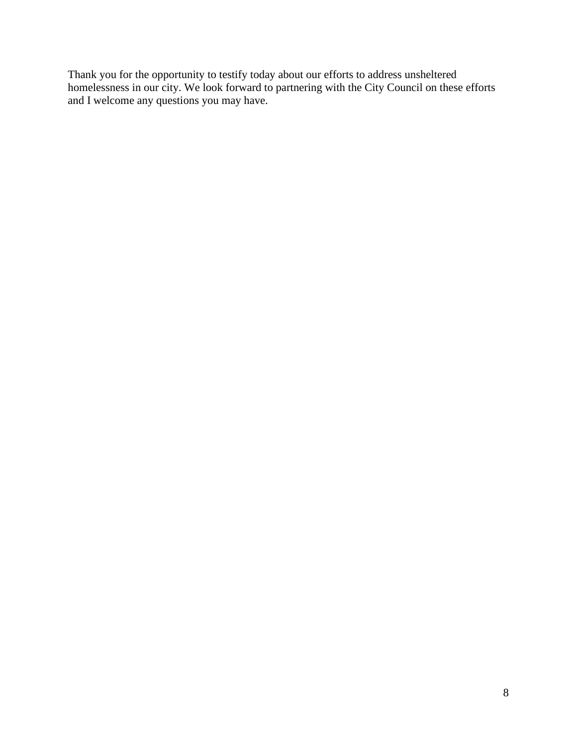Thank you for the opportunity to testify today about our efforts to address unsheltered homelessness in our city. We look forward to partnering with the City Council on these efforts and I welcome any questions you may have.